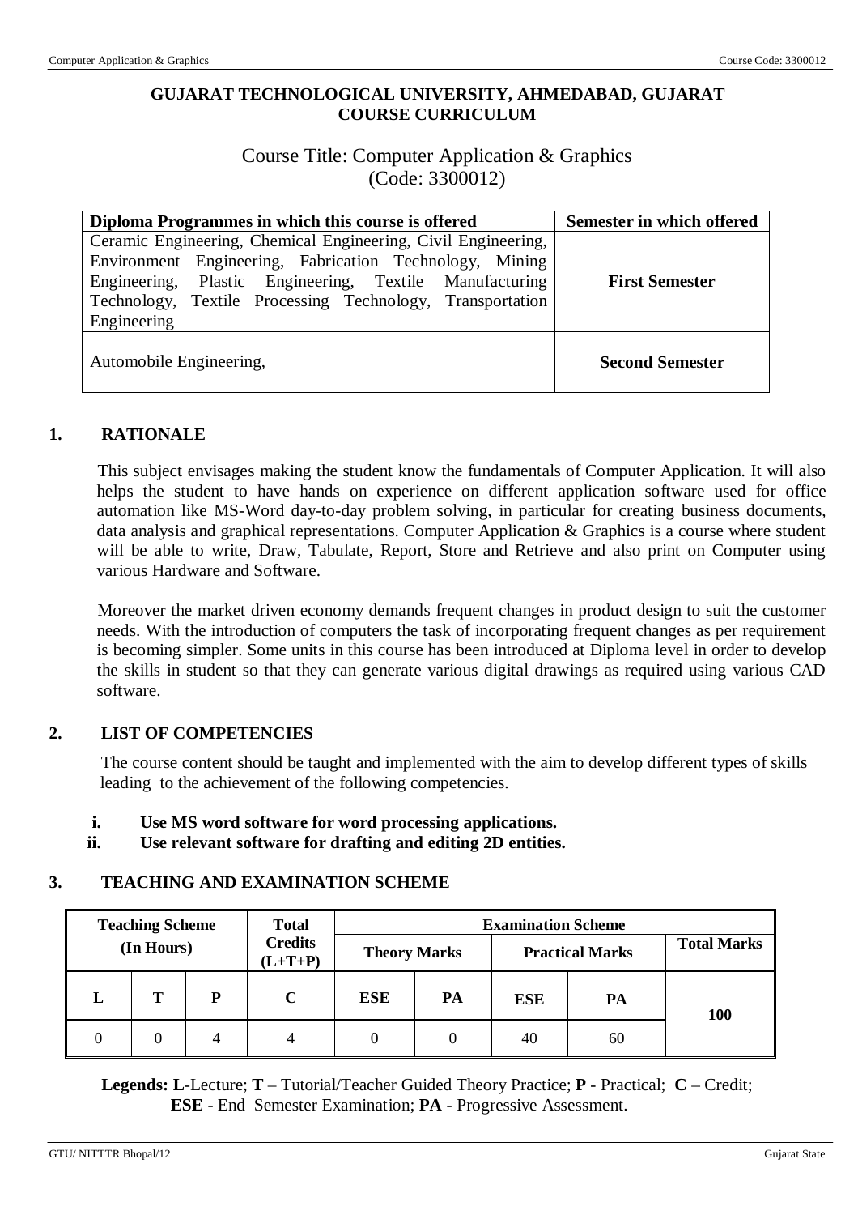**GUJARAT TECHNOLOGICAL UNIVERSITY, AHMEDABAD, GUJARAT**
**COURSE CURRICULUM**

# Course Title: Computer Application & Graphics (Code: 3300012)

| Diploma Programmes in which this course is offered | Semester in which offered |
|---|---|
| Ceramic Engineering, Chemical Engineering, Civil Engineering, Environment Engineering, Fabrication Technology, Mining Engineering, Plastic Engineering, Textile Manufacturing Technology, Textile Processing Technology, Transportation Engineering | **First Semester** |
| Automobile Engineering, | **Second Semester** |

## 1. RATIONALE

This subject envisages making the student know the fundamentals of Computer Application. It will also helps the student to have hands on experience on different application software used for office automation like MS-Word day-to-day problem solving, in particular for creating business documents, data analysis and graphical representations. Computer Application & Graphics is a course where student will be able to write, Draw, Tabulate, Report, Store and Retrieve and also print on Computer using various Hardware and Software.

Moreover the market driven economy demands frequent changes in product design to suit the customer needs. With the introduction of computers the task of incorporating frequent changes as per requirement is becoming simpler. Some units in this course has been introduced at Diploma level in order to develop the skills in student so that they can generate various digital drawings as required using various CAD software.

## 2. LIST OF COMPETENCIES

The course content should be taught and implemented with the aim to develop different types of skills leading to the achievement of the following competencies.

- **i. Use MS word software for word processing applications.**
- **ii. Use relevant software for drafting and editing 2D entities.**

## 3. TEACHING AND EXAMINATION SCHEME

| Teaching Scheme (In Hours) | | | Total Credits (L+T+P) | Examination Scheme | | | | |
|---|---|---|---|---|---|---|---|---|
| | | | | Theory Marks | | Practical Marks | | Total Marks |
| L | T | P | C | ESE | PA | ESE | PA | 100 |
| 0 | 0 | 4 | 4 | 0 | 0 | 40 | 60 | |

**Legends: L**-Lecture; **T** – Tutorial/Teacher Guided Theory Practice; **P** - Practical; **C** – Credit; **ESE** - End Semester Examination; **PA** - Progressive Assessment.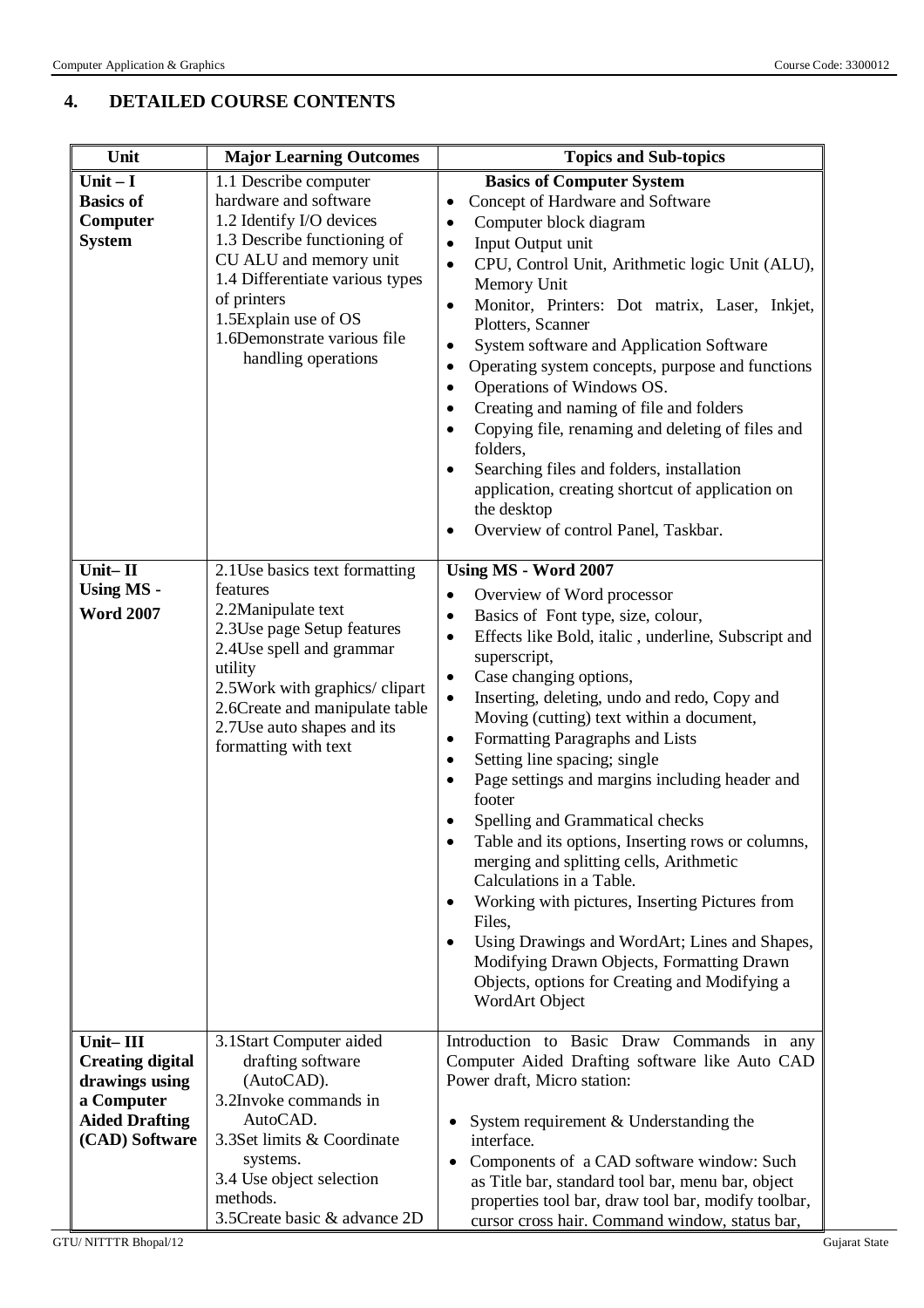## 4. DETAILED COURSE CONTENTS

| Unit | Major Learning Outcomes | Topics and Sub-topics |
|---|---|---|
| **Unit – I Basics of Computer System** | 1.1 Describe computer hardware and software<br>1.2 Identify I/O devices<br>1.3 Describe functioning of CU ALU and memory unit<br>1.4 Differentiate various types of printers<br>1.5Explain use of OS<br>1.6Demonstrate various file handling operations | **Basics of Computer System**<br>• Concept of Hardware and Software<br>• Computer block diagram<br>• Input Output unit<br>• CPU, Control Unit, Arithmetic logic Unit (ALU), Memory Unit<br>• Monitor, Printers: Dot matrix, Laser, Inkjet, Plotters, Scanner<br>• System software and Application Software<br>• Operating system concepts, purpose and functions<br>• Operations of Windows OS.<br>• Creating and naming of file and folders<br>• Copying file, renaming and deleting of files and folders,<br>• Searching files and folders, installation application, creating shortcut of application on the desktop<br>• Overview of control Panel, Taskbar. |
| **Unit– II Using MS - Word 2007** | 2.1Use basics text formatting features<br>2.2Manipulate text<br>2.3Use page Setup features<br>2.4Use spell and grammar utility<br>2.5Work with graphics/ clipart<br>2.6Create and manipulate table<br>2.7Use auto shapes and its formatting with text | **Using MS - Word 2007**<br>• Overview of Word processor<br>• Basics of Font type, size, colour,<br>• Effects like Bold, italic , underline, Subscript and superscript,<br>• Case changing options,<br>• Inserting, deleting, undo and redo, Copy and Moving (cutting) text within a document,<br>• Formatting Paragraphs and Lists<br>• Setting line spacing; single<br>• Page settings and margins including header and footer<br>• Spelling and Grammatical checks<br>• Table and its options, Inserting rows or columns, merging and splitting cells, Arithmetic Calculations in a Table.<br>• Working with pictures, Inserting Pictures from Files,<br>• Using Drawings and WordArt; Lines and Shapes, Modifying Drawn Objects, Formatting Drawn Objects, options for Creating and Modifying a WordArt Object |
| **Unit– III Creating digital drawings using a Computer Aided Drafting (CAD) Software** | 3.1Start Computer aided drafting software (AutoCAD).<br>3.2Invoke commands in AutoCAD.<br>3.3Set limits & Coordinate systems.<br>3.4 Use object selection methods.<br>3.5Create basic & advance 2D | Introduction to Basic Draw Commands in any Computer Aided Drafting software like Auto CAD Power draft, Micro station:<br>• System requirement & Understanding the interface.<br>• Components of a CAD software window: Such as Title bar, standard tool bar, menu bar, object properties tool bar, draw tool bar, modify toolbar, cursor cross hair. Command window, status bar, |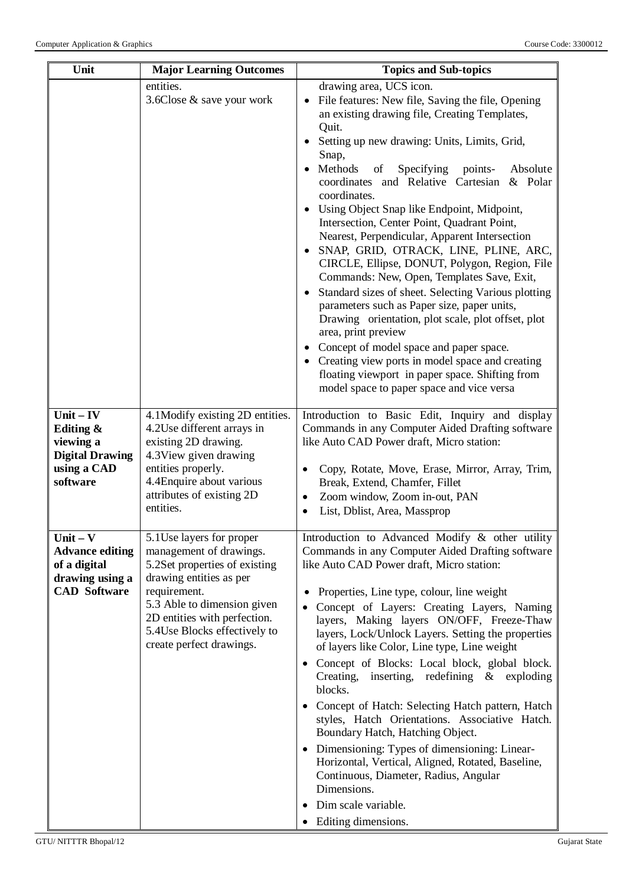| Unit | Major Learning Outcomes | Topics and Sub-topics |
|---|---|---|
| | entities.<br>3.6Close & save your work | drawing area, UCS icon.<br>• File features: New file, Saving the file, Opening an existing drawing file, Creating Templates, Quit.<br>• Setting up new drawing: Units, Limits, Grid, Snap,<br>• Methods of Specifying points- Absolute coordinates and Relative Cartesian & Polar coordinates.<br>• Using Object Snap like Endpoint, Midpoint, Intersection, Center Point, Quadrant Point, Nearest, Perpendicular, Apparent Intersection<br>• SNAP, GRID, OTRACK, LINE, PLINE, ARC, CIRCLE, Ellipse, DONUT, Polygon, Region, File Commands: New, Open, Templates Save, Exit,<br>• Standard sizes of sheet. Selecting Various plotting parameters such as Paper size, paper units, Drawing orientation, plot scale, plot offset, plot area, print preview<br>• Concept of model space and paper space.<br>• Creating view ports in model space and creating floating viewport in paper space. Shifting from model space to paper space and vice versa |
| **Unit – IV Editing & viewing a Digital Drawing using a CAD software** | 4.1Modify existing 2D entities.<br>4.2Use different arrays in existing 2D drawing.<br>4.3View given drawing entities properly.<br>4.4Enquire about various attributes of existing 2D entities. | Introduction to Basic Edit, Inquiry and display Commands in any Computer Aided Drafting software like Auto CAD Power draft, Micro station:<br>• Copy, Rotate, Move, Erase, Mirror, Array, Trim, Break, Extend, Chamfer, Fillet<br>• Zoom window, Zoom in-out, PAN<br>• List, Dblist, Area, Massprop |
| **Unit – V Advance editing of a digital drawing using a CAD Software** | 5.1Use layers for proper management of drawings.<br>5.2Set properties of existing drawing entities as per requirement.<br>5.3 Able to dimension given 2D entities with perfection.<br>5.4Use Blocks effectively to create perfect drawings. | Introduction to Advanced Modify & other utility Commands in any Computer Aided Drafting software like Auto CAD Power draft, Micro station:<br>• Properties, Line type, colour, line weight<br>• Concept of Layers: Creating Layers, Naming layers, Making layers ON/OFF, Freeze-Thaw layers, Lock/Unlock Layers. Setting the properties of layers like Color, Line type, Line weight<br>• Concept of Blocks: Local block, global block. Creating, inserting, redefining & exploding blocks.<br>• Concept of Hatch: Selecting Hatch pattern, Hatch styles, Hatch Orientations. Associative Hatch. Boundary Hatch, Hatching Object.<br>• Dimensioning: Types of dimensioning: Linear-Horizontal, Vertical, Aligned, Rotated, Baseline, Continuous, Diameter, Radius, Angular Dimensions.<br>• Dim scale variable.<br>• Editing dimensions. |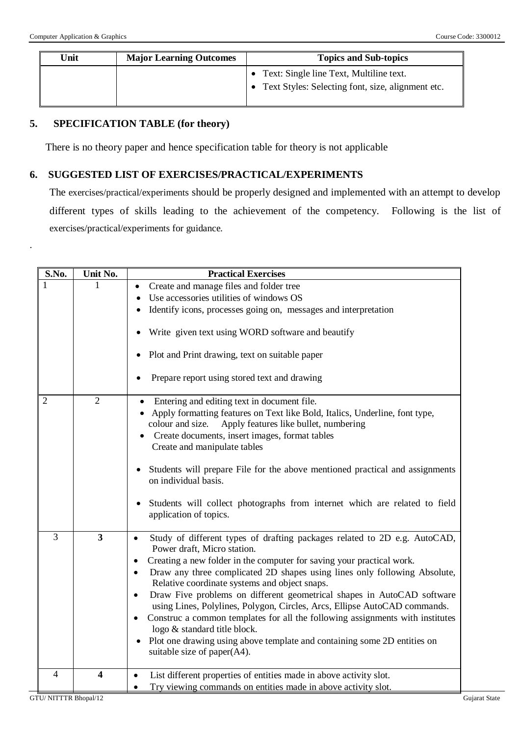| Unit | Major Learning Outcomes | Topics and Sub-topics |
|---|---|---|
| | | • Text: Single line Text, Multiline text.<br>• Text Styles: Selecting font, size, alignment etc. |

## 5. SPECIFICATION TABLE (for theory)

There is no theory paper and hence specification table for theory is not applicable

## 6. SUGGESTED LIST OF EXERCISES/PRACTICAL/EXPERIMENTS

The exercises/practical/experiments should be properly designed and implemented with an attempt to develop different types of skills leading to the achievement of the competency. Following is the list of exercises/practical/experiments for guidance.

.

| S.No. | Unit No. | Practical Exercises |
|---|---|---|
| 1 | 1 | • Create and manage files and folder tree<br>• Use accessories utilities of windows OS<br>• Identify icons, processes going on, messages and interpretation<br>• Write given text using WORD software and beautify<br>• Plot and Print drawing, text on suitable paper<br>• Prepare report using stored text and drawing |
| 2 | 2 | • Entering and editing text in document file.<br>• Apply formatting features on Text like Bold, Italics, Underline, font type, colour and size. Apply features like bullet, numbering<br>• Create documents, insert images, format tables<br>Create and manipulate tables<br>• Students will prepare File for the above mentioned practical and assignments on individual basis.<br>• Students will collect photographs from internet which are related to field application of topics. |
| 3 | **3** | • Study of different types of drafting packages related to 2D e.g. AutoCAD, Power draft, Micro station.<br>• Creating a new folder in the computer for saving your practical work.<br>• Draw any three complicated 2D shapes using lines only following Absolute, Relative coordinate systems and object snaps.<br>• Draw Five problems on different geometrical shapes in AutoCAD software using Lines, Polylines, Polygon, Circles, Arcs, Ellipse AutoCAD commands.<br>• Construc a common templates for all the following assignments with institutes logo & standard title block.<br>• Plot one drawing using above template and containing some 2D entities on suitable size of paper(A4). |
| 4 | **4** | • List different properties of entities made in above activity slot.<br>• Try viewing commands on entities made in above activity slot. |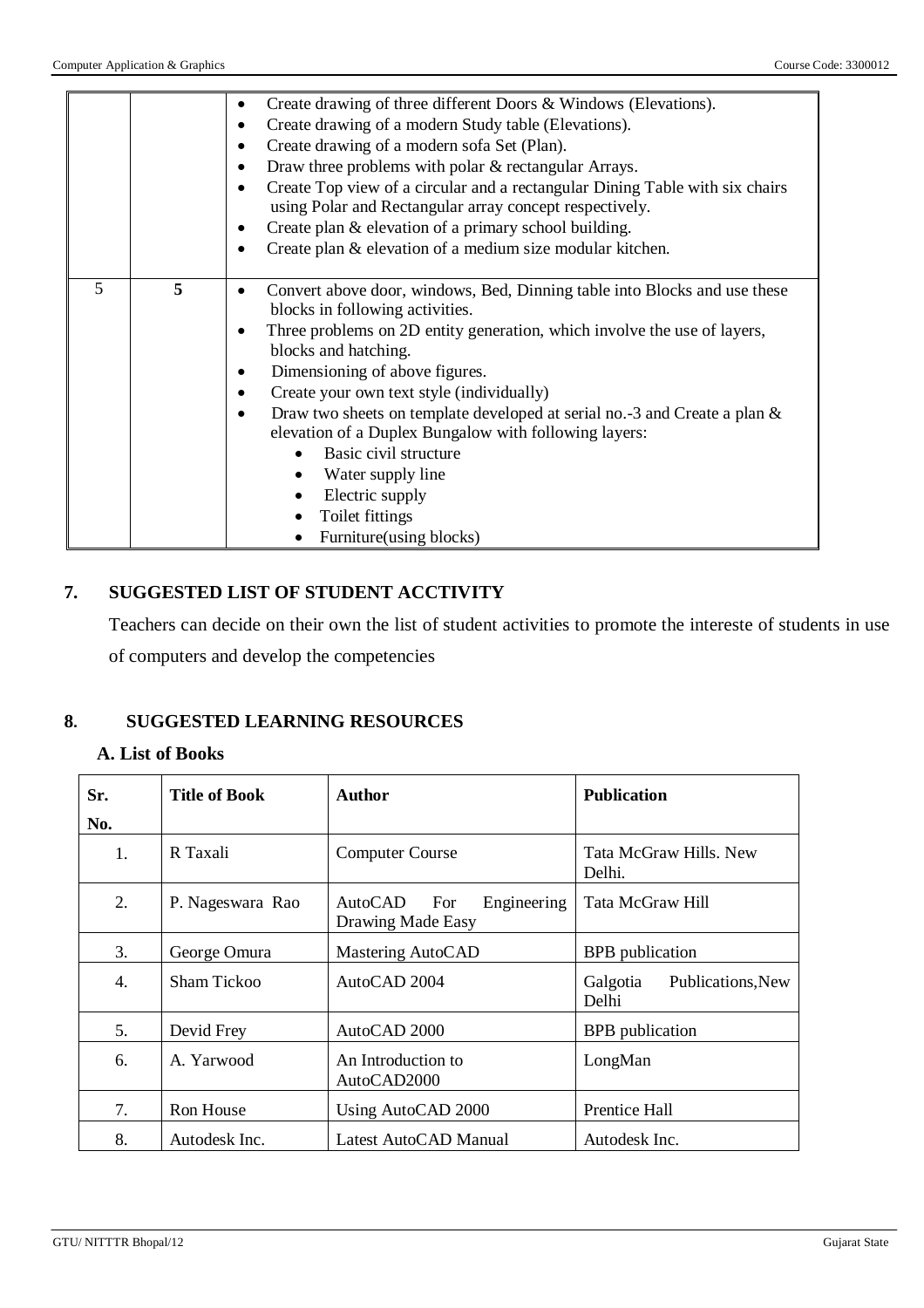| | | Create drawing of three different Doors & Windows (Elevations).<br>• Create drawing of a modern Study table (Elevations).<br>• Create drawing of a modern sofa Set (Plan).<br>• Draw three problems with polar & rectangular Arrays.<br>• Create Top view of a circular and a rectangular Dining Table with six chairs using Polar and Rectangular array concept respectively.<br>• Create plan & elevation of a primary school building.<br>• Create plan & elevation of a medium size modular kitchen. |
|---|---|---|
| 5 | **5** | • Convert above door, windows, Bed, Dinning table into Blocks and use these blocks in following activities.<br>• Three problems on 2D entity generation, which involve the use of layers, blocks and hatching.<br>• Dimensioning of above figures.<br>• Create your own text style (individually)<br>• Draw two sheets on template developed at serial no.-3 and Create a plan & elevation of a Duplex Bungalow with following layers:<br>  ◦ Basic civil structure<br>  ◦ Water supply line<br>  ◦ Electric supply<br>  ◦ Toilet fittings<br>  ◦ Furniture(using blocks) |

## 7. SUGGESTED LIST OF STUDENT ACCTIVITY

Teachers can decide on their own the list of student activities to promote the intereste of students in use of computers and develop the competencies

## 8. SUGGESTED LEARNING RESOURCES

### A. List of Books

| Sr. No. | Title of Book | Author | Publication |
|---|---|---|---|
| 1. | R Taxali | Computer Course | Tata McGraw Hills. New Delhi. |
| 2. | P. Nageswara Rao | AutoCAD For Engineering Drawing Made Easy | Tata McGraw Hill |
| 3. | George Omura | Mastering AutoCAD | BPB publication |
| 4. | Sham Tickoo | AutoCAD 2004 | Galgotia Publications,New Delhi |
| 5. | Devid Frey | AutoCAD 2000 | BPB publication |
| 6. | A. Yarwood | An Introduction to AutoCAD2000 | LongMan |
| 7. | Ron House | Using AutoCAD 2000 | Prentice Hall |
| 8. | Autodesk Inc. | Latest AutoCAD Manual | Autodesk Inc. |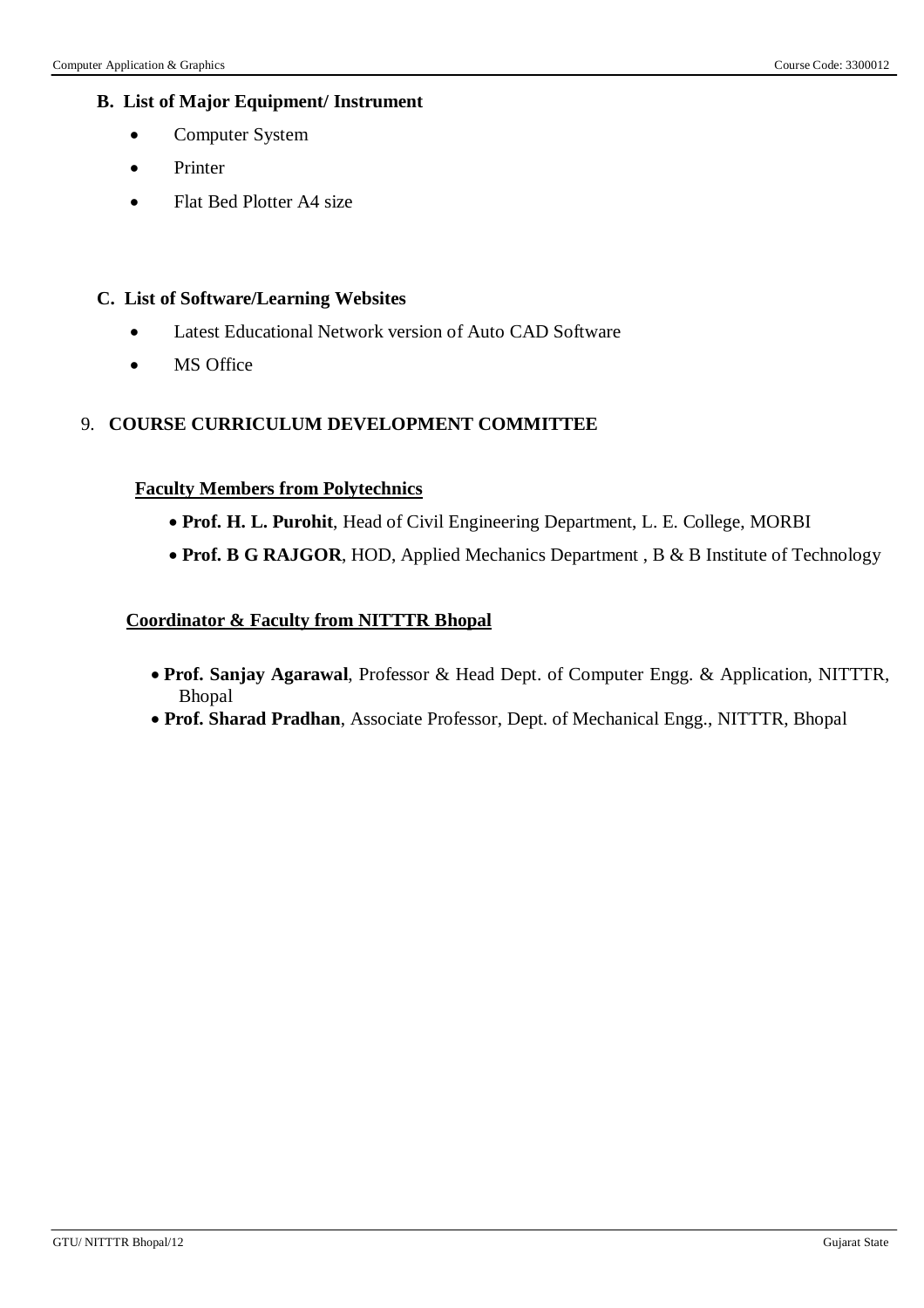**B. List of Major Equipment/ Instrument**

- Computer System
- Printer
- Flat Bed Plotter A4 size

**C. List of Software/Learning Websites**

- Latest Educational Network version of Auto CAD Software
- MS Office

## 9. COURSE CURRICULUM DEVELOPMENT COMMITTEE

**Faculty Members from Polytechnics**

- **Prof. H. L. Purohit**, Head of Civil Engineering Department, L. E. College, MORBI
- **Prof. B G RAJGOR**, HOD, Applied Mechanics Department , B & B Institute of Technology

**Coordinator & Faculty from NITTTR Bhopal**

- **Prof. Sanjay Agarawal**, Professor & Head Dept. of Computer Engg. & Application, NITTTR, Bhopal
- **Prof. Sharad Pradhan**, Associate Professor, Dept. of Mechanical Engg., NITTTR, Bhopal